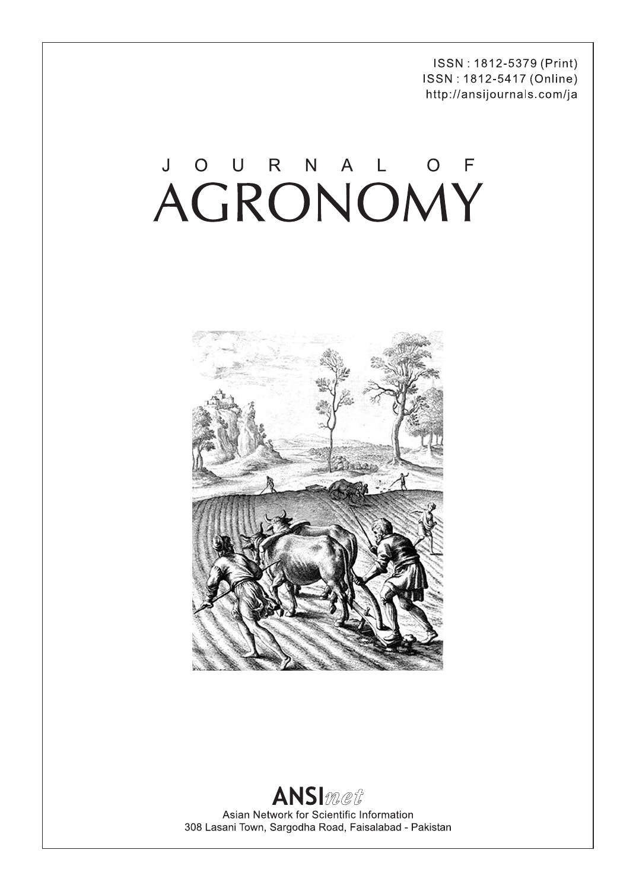ISSN : 1812-5379 (Print)
ISSN : 1812-5417 (Online)
http://ansijournals.com/ja

# JOURNAL OF AGRONOMY

**ANSI*net***

Asian Network for Scientific Information
308 Lasani Town, Sargodha Road, Faisalabad - Pakistan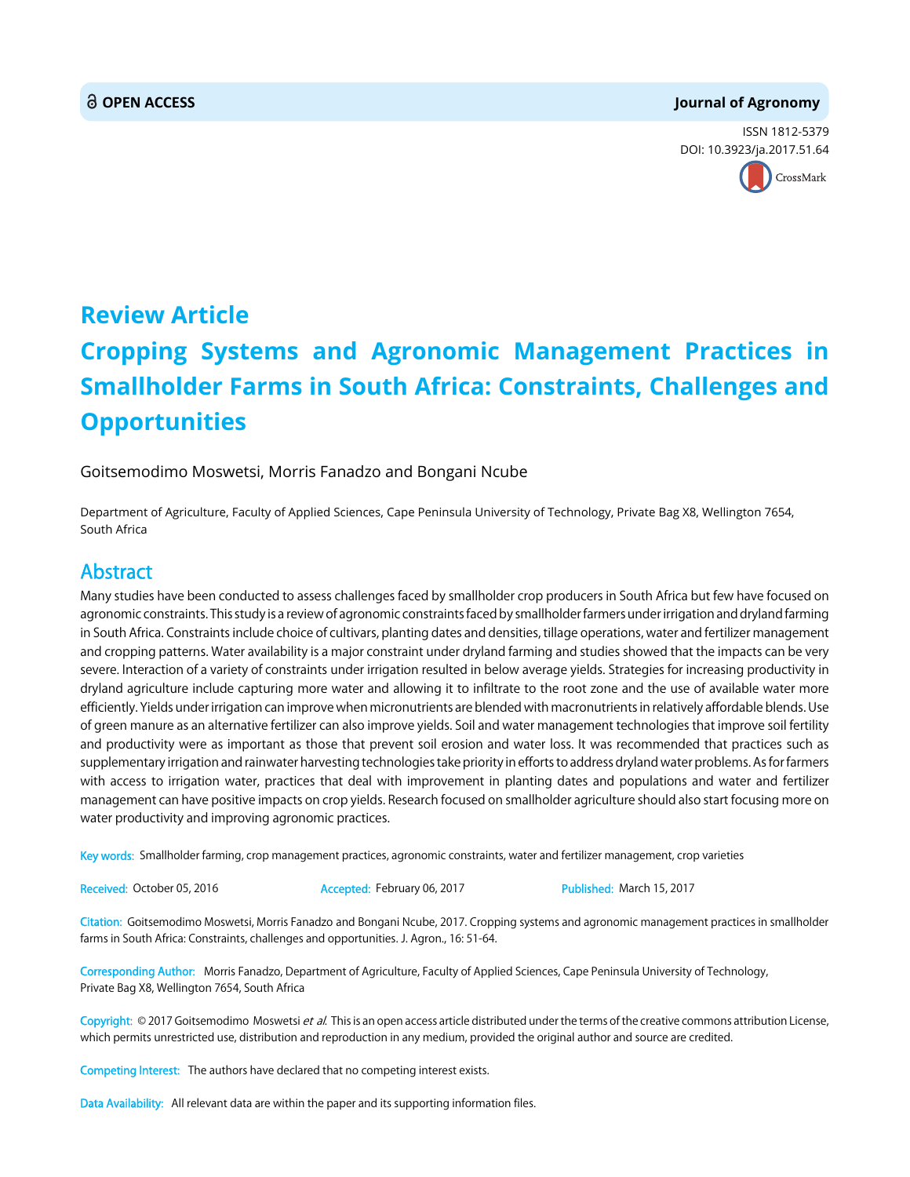OPEN ACCESS

Journal of Agronomy

ISSN 1812-5379

DOI: 10.3923/ja.2017.51.64

# Review Article

# Cropping Systems and Agronomic Management Practices in Smallholder Farms in South Africa: Constraints, Challenges and Opportunities

Goitsemodimo Moswetsi, Morris Fanadzo and Bongani Ncube

Department of Agriculture, Faculty of Applied Sciences, Cape Peninsula University of Technology, Private Bag X8, Wellington 7654, South Africa

## Abstract

Many studies have been conducted to assess challenges faced by smallholder crop producers in South Africa but few have focused on agronomic constraints. This study is a review of agronomic constraints faced by smallholder farmers under irrigation and dryland farming in South Africa. Constraints include choice of cultivars, planting dates and densities, tillage operations, water and fertilizer management and cropping patterns. Water availability is a major constraint under dryland farming and studies showed that the impacts can be very severe. Interaction of a variety of constraints under irrigation resulted in below average yields. Strategies for increasing productivity in dryland agriculture include capturing more water and allowing it to infiltrate to the root zone and the use of available water more efficiently. Yields under irrigation can improve when micronutrients are blended with macronutrients in relatively affordable blends. Use of green manure as an alternative fertilizer can also improve yields. Soil and water management technologies that improve soil fertility and productivity were as important as those that prevent soil erosion and water loss. It was recommended that practices such as supplementary irrigation and rainwater harvesting technologies take priority in efforts to address dryland water problems. As for farmers with access to irrigation water, practices that deal with improvement in planting dates and populations and water and fertilizer management can have positive impacts on crop yields. Research focused on smallholder agriculture should also start focusing more on water productivity and improving agronomic practices.

**Key words:** Smallholder farming, crop management practices, agronomic constraints, water and fertilizer management, crop varieties

**Received:** October 05, 2016 **Accepted:** February 06, 2017 **Published:** March 15, 2017

**Citation:** Goitsemodimo Moswetsi, Morris Fanadzo and Bongani Ncube, 2017. Cropping systems and agronomic management practices in smallholder farms in South Africa: Constraints, challenges and opportunities. J. Agron., 16: 51-64.

**Corresponding Author:** Morris Fanadzo, Department of Agriculture, Faculty of Applied Sciences, Cape Peninsula University of Technology, Private Bag X8, Wellington 7654, South Africa

**Copyright:** © 2017 Goitsemodimo Moswetsi *et al.* This is an open access article distributed under the terms of the creative commons attribution License, which permits unrestricted use, distribution and reproduction in any medium, provided the original author and source are credited.

**Competing Interest:** The authors have declared that no competing interest exists.

**Data Availability:** All relevant data are within the paper and its supporting information files.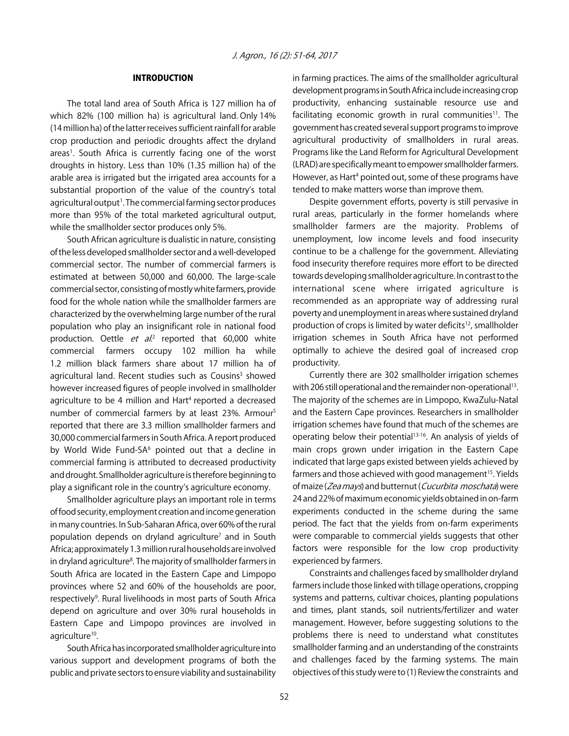## INTRODUCTION

The total land area of South Africa is 127 million ha of which 82% (100 million ha) is agricultural land. Only 14% (14 million ha) of the latter receives sufficient rainfall for arable crop production and periodic droughts affect the dryland areas[1]. South Africa is currently facing one of the worst droughts in history. Less than 10% (1.35 million ha) of the arable area is irrigated but the irrigated area accounts for a substantial proportion of the value of the country's total agricultural output[1]. The commercial farming sector produces more than 95% of the total marketed agricultural output, while the smallholder sector produces only 5%.

South African agriculture is dualistic in nature, consisting of the less developed smallholder sector and a well-developed commercial sector. The number of commercial farmers is estimated at between 50,000 and 60,000. The large-scale commercial sector, consisting of mostly white farmers, provide food for the whole nation while the smallholder farmers are characterized by the overwhelming large number of the rural population who play an insignificant role in national food production. Oettle *et al*.[2] reported that 60,000 white commercial farmers occupy 102 million ha while 1.2 million black farmers share about 17 million ha of agricultural land. Recent studies such as Cousins[3] showed however increased figures of people involved in smallholder agriculture to be 4 million and Hart[4] reported a decreased number of commercial farmers by at least 23%. Armour[5] reported that there are 3.3 million smallholder farmers and 30,000 commercial farmers in South Africa. A report produced by World Wide Fund-SA[6] pointed out that a decline in commercial farming is attributed to decreased productivity and drought. Smallholder agriculture is therefore beginning to play a significant role in the country's agriculture economy.

Smallholder agriculture plays an important role in terms of food security, employment creation and income generation in many countries. In Sub-Saharan Africa, over 60% of the rural population depends on dryland agriculture[7] and in South Africa; approximately 1.3 million rural households are involved in dryland agriculture[8]. The majority of smallholder farmers in South Africa are located in the Eastern Cape and Limpopo provinces where 52 and 60% of the households are poor, respectively[9]. Rural livelihoods in most parts of South Africa depend on agriculture and over 30% rural households in Eastern Cape and Limpopo provinces are involved in agriculture[10].

South Africa has incorporated smallholder agriculture into various support and development programs of both the public and private sectors to ensure viability and sustainability in farming practices. The aims of the smallholder agricultural development programs in South Africa include increasing crop productivity, enhancing sustainable resource use and facilitating economic growth in rural communities[11]. The government has created several support programs to improve agricultural productivity of smallholders in rural areas. Programs like the Land Reform for Agricultural Development (LRAD) are specifically meant to empower smallholder farmers. However, as Hart[4] pointed out, some of these programs have tended to make matters worse than improve them.

Despite government efforts, poverty is still pervasive in rural areas, particularly in the former homelands where smallholder farmers are the majority. Problems of unemployment, low income levels and food insecurity continue to be a challenge for the government. Alleviating food insecurity therefore requires more effort to be directed towards developing smallholder agriculture. In contrast to the international scene where irrigated agriculture is recommended as an appropriate way of addressing rural poverty and unemployment in areas where sustained dryland production of crops is limited by water deficits[12], smallholder irrigation schemes in South Africa have not performed optimally to achieve the desired goal of increased crop productivity.

Currently there are 302 smallholder irrigation schemes with 206 still operational and the remainder non-operational[13]. The majority of the schemes are in Limpopo, KwaZulu-Natal and the Eastern Cape provinces. Researchers in smallholder irrigation schemes have found that much of the schemes are operating below their potential[13-16]. An analysis of yields of main crops grown under irrigation in the Eastern Cape indicated that large gaps existed between yields achieved by farmers and those achieved with good management[15]. Yields of maize (*Zea mays*) and butternut (*Cucurbita moschata*) were 24 and 22% of maximum economic yields obtained in on-farm experiments conducted in the scheme during the same period. The fact that the yields from on-farm experiments were comparable to commercial yields suggests that other factors were responsible for the low crop productivity experienced by farmers.

Constraints and challenges faced by smallholder dryland farmers include those linked with tillage operations, cropping systems and patterns, cultivar choices, planting populations and times, plant stands, soil nutrients/fertilizer and water management. However, before suggesting solutions to the problems there is need to understand what constitutes smallholder farming and an understanding of the constraints and challenges faced by the farming systems. The main objectives of this study were to (1) Review the constraints and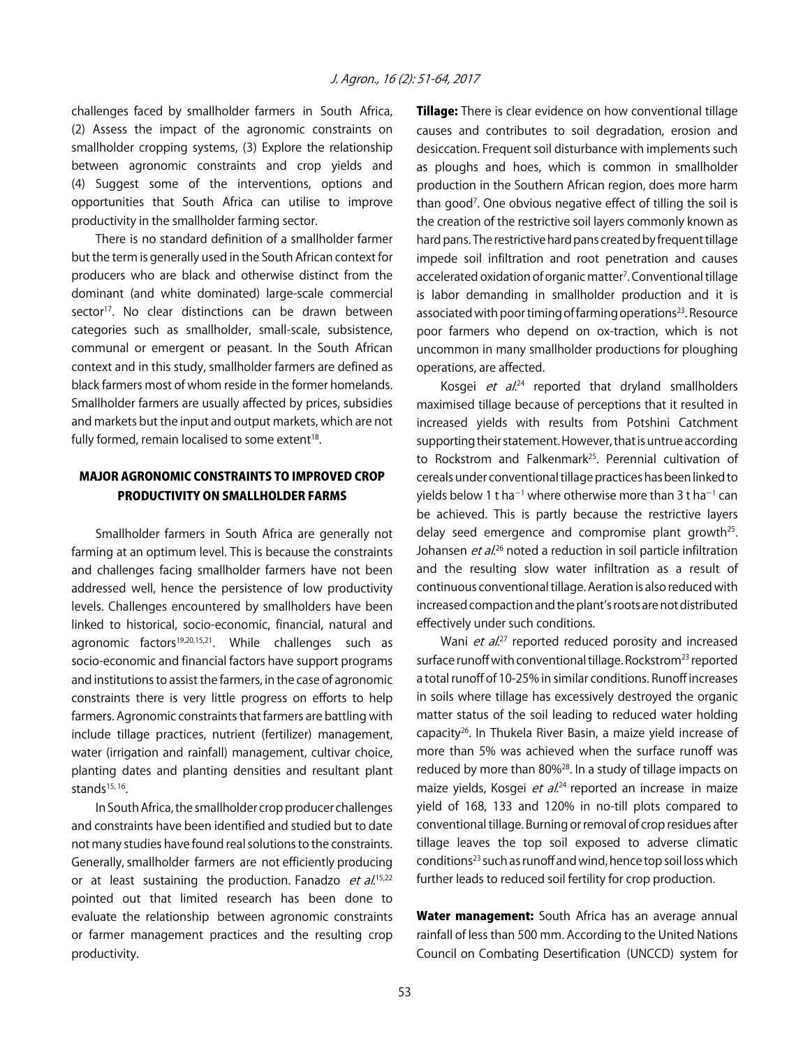challenges faced by smallholder farmers in South Africa, (2) Assess the impact of the agronomic constraints on smallholder cropping systems, (3) Explore the relationship between agronomic constraints and crop yields and (4) Suggest some of the interventions, options and opportunities that South Africa can utilise to improve productivity in the smallholder farming sector.

There is no standard definition of a smallholder farmer but the term is generally used in the South African context for producers who are black and otherwise distinct from the dominant (and white dominated) large-scale commercial sector[17]. No clear distinctions can be drawn between categories such as smallholder, small-scale, subsistence, communal or emergent or peasant. In the South African context and in this study, smallholder farmers are defined as black farmers most of whom reside in the former homelands. Smallholder farmers are usually affected by prices, subsidies and markets but the input and output markets, which are not fully formed, remain localised to some extent[18].

## MAJOR AGRONOMIC CONSTRAINTS TO IMPROVED CROP PRODUCTIVITY ON SMALLHOLDER FARMS

Smallholder farmers in South Africa are generally not farming at an optimum level. This is because the constraints and challenges facing smallholder farmers have not been addressed well, hence the persistence of low productivity levels. Challenges encountered by smallholders have been linked to historical, socio-economic, financial, natural and agronomic factors[19,20,15,21]. While challenges such as socio-economic and financial factors have support programs and institutions to assist the farmers, in the case of agronomic constraints there is very little progress on efforts to help farmers. Agronomic constraints that farmers are battling with include tillage practices, nutrient (fertilizer) management, water (irrigation and rainfall) management, cultivar choice, planting dates and planting densities and resultant plant stands[15,16].

In South Africa, the smallholder crop producer challenges and constraints have been identified and studied but to date not many studies have found real solutions to the constraints. Generally, smallholder farmers are not efficiently producing or at least sustaining the production. Fanadzo *et al.*[15,22] pointed out that limited research has been done to evaluate the relationship between agronomic constraints or farmer management practices and the resulting crop productivity.

**Tillage:** There is clear evidence on how conventional tillage causes and contributes to soil degradation, erosion and desiccation. Frequent soil disturbance with implements such as ploughs and hoes, which is common in smallholder production in the Southern African region, does more harm than good[7]. One obvious negative effect of tilling the soil is the creation of the restrictive soil layers commonly known as hard pans. The restrictive hard pans created by frequent tillage impede soil infiltration and root penetration and causes accelerated oxidation of organic matter[7]. Conventional tillage is labor demanding in smallholder production and it is associated with poor timing of farming operations[23]. Resource poor farmers who depend on ox-traction, which is not uncommon in many smallholder productions for ploughing operations, are affected.

Kosgei *et al.*[24] reported that dryland smallholders maximised tillage because of perceptions that it resulted in increased yields with results from Potshini Catchment supporting their statement. However, that is untrue according to Rockstrom and Falkenmark[25]. Perennial cultivation of cereals under conventional tillage practices has been linked to yields below 1 t ha$^{-1}$ where otherwise more than 3 t ha$^{-1}$ can be achieved. This is partly because the restrictive layers delay seed emergence and compromise plant growth[25]. Johansen *et al.*[26] noted a reduction in soil particle infiltration and the resulting slow water infiltration as a result of continuous conventional tillage. Aeration is also reduced with increased compaction and the plant's roots are not distributed effectively under such conditions.

Wani *et al.*[27] reported reduced porosity and increased surface runoff with conventional tillage. Rockstrom[23] reported a total runoff of 10-25% in similar conditions. Runoff increases in soils where tillage has excessively destroyed the organic matter status of the soil leading to reduced water holding capacity[26]. In Thukela River Basin, a maize yield increase of more than 5% was achieved when the surface runoff was reduced by more than 80%[28]. In a study of tillage impacts on maize yields, Kosgei *et al.*[24] reported an increase in maize yield of 168, 133 and 120% in no-till plots compared to conventional tillage. Burning or removal of crop residues after tillage leaves the top soil exposed to adverse climatic conditions[23] such as runoff and wind, hence top soil loss which further leads to reduced soil fertility for crop production.

**Water management:** South Africa has an average annual rainfall of less than 500 mm. According to the United Nations Council on Combating Desertification (UNCCD) system for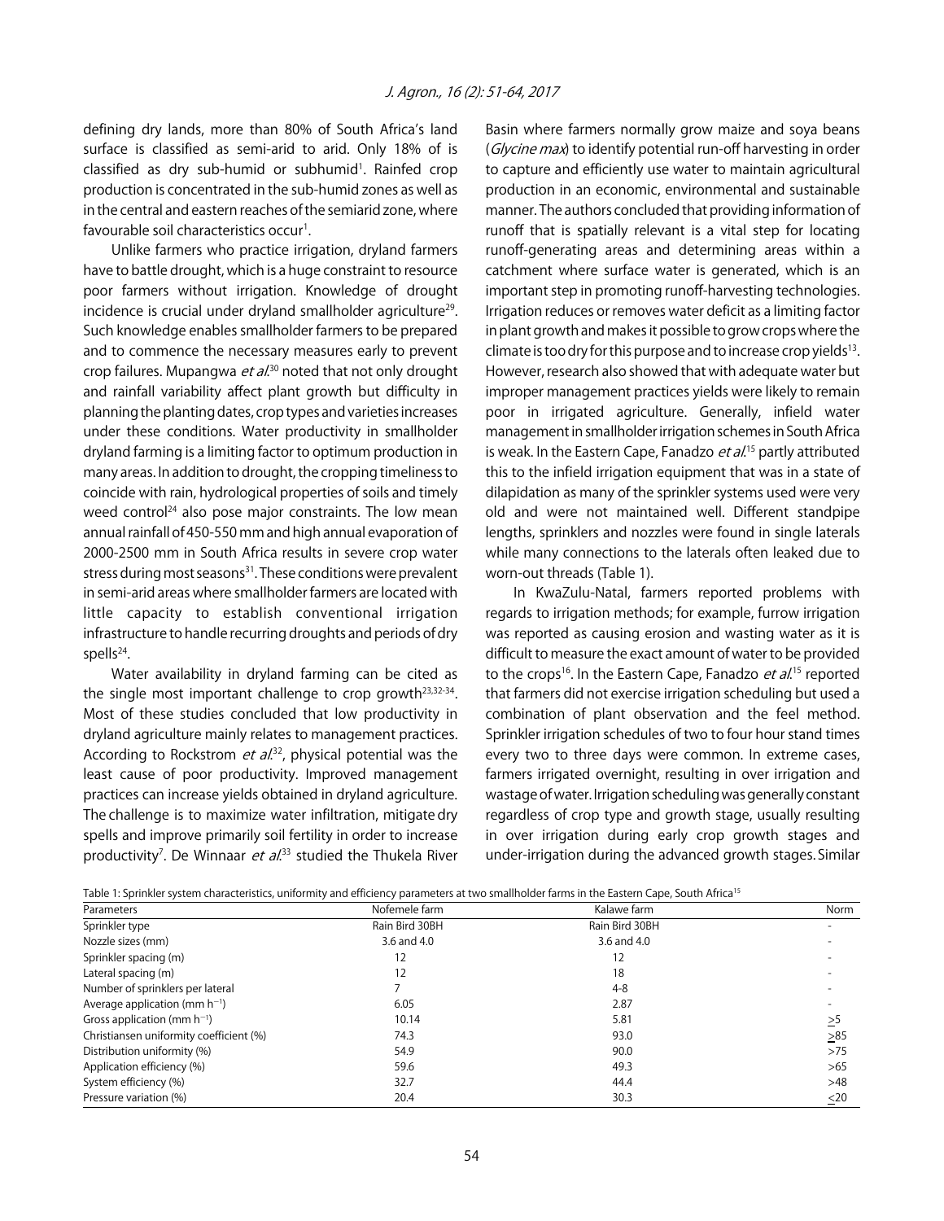defining dry lands, more than 80% of South Africa's land surface is classified as semi-arid to arid. Only 18% of is classified as dry sub-humid or subhumid[1]. Rainfed crop production is concentrated in the sub-humid zones as well as in the central and eastern reaches of the semiarid zone, where favourable soil characteristics occur[1].

Unlike farmers who practice irrigation, dryland farmers have to battle drought, which is a huge constraint to resource poor farmers without irrigation. Knowledge of drought incidence is crucial under dryland smallholder agriculture[29]. Such knowledge enables smallholder farmers to be prepared and to commence the necessary measures early to prevent crop failures. Mupangwa *et al.*[30] noted that not only drought and rainfall variability affect plant growth but difficulty in planning the planting dates, crop types and varieties increases under these conditions. Water productivity in smallholder dryland farming is a limiting factor to optimum production in many areas. In addition to drought, the cropping timeliness to coincide with rain, hydrological properties of soils and timely weed control[24] also pose major constraints. The low mean annual rainfall of 450-550 mm and high annual evaporation of 2000-2500 mm in South Africa results in severe crop water stress during most seasons[31]. These conditions were prevalent in semi-arid areas where smallholder farmers are located with little capacity to establish conventional irrigation infrastructure to handle recurring droughts and periods of dry spells[24].

Water availability in dryland farming can be cited as the single most important challenge to crop growth[23,32-34]. Most of these studies concluded that low productivity in dryland agriculture mainly relates to management practices. According to Rockstrom *et al.*[32], physical potential was the least cause of poor productivity. Improved management practices can increase yields obtained in dryland agriculture. The challenge is to maximize water infiltration, mitigate dry spells and improve primarily soil fertility in order to increase productivity[7]. De Winnaar *et al.*[33] studied the Thukela River Basin where farmers normally grow maize and soya beans (*Glycine max*) to identify potential run-off harvesting in order to capture and efficiently use water to maintain agricultural production in an economic, environmental and sustainable manner. The authors concluded that providing information of runoff that is spatially relevant is a vital step for locating runoff-generating areas and determining areas within a catchment where surface water is generated, which is an important step in promoting runoff-harvesting technologies. Irrigation reduces or removes water deficit as a limiting factor in plant growth and makes it possible to grow crops where the climate is too dry for this purpose and to increase crop yields[13]. However, research also showed that with adequate water but improper management practices yields were likely to remain poor in irrigated agriculture. Generally, infield water management in smallholder irrigation schemes in South Africa is weak. In the Eastern Cape, Fanadzo *et al.*[15] partly attributed this to the infield irrigation equipment that was in a state of dilapidation as many of the sprinkler systems used were very old and were not maintained well. Different standpipe lengths, sprinklers and nozzles were found in single laterals while many connections to the laterals often leaked due to worn-out threads (Table 1).

In KwaZulu-Natal, farmers reported problems with regards to irrigation methods; for example, furrow irrigation was reported as causing erosion and wasting water as it is difficult to measure the exact amount of water to be provided to the crops[16]. In the Eastern Cape, Fanadzo *et al.*[15] reported that farmers did not exercise irrigation scheduling but used a combination of plant observation and the feel method. Sprinkler irrigation schedules of two to four hour stand times every two to three days were common. In extreme cases, farmers irrigated overnight, resulting in over irrigation and wastage of water. Irrigation scheduling was generally constant regardless of crop type and growth stage, usually resulting in over irrigation during early crop growth stages and under-irrigation during the advanced growth stages. Similar

Table 1: Sprinkler system characteristics, uniformity and efficiency parameters at two smallholder farms in the Eastern Cape, South Africa[15]

| Parameters | Nofemele farm | Kalawe farm | Norm |
|---|---|---|---|
| Sprinkler type | Rain Bird 30BH | Rain Bird 30BH | - |
| Nozzle sizes (mm) | 3.6 and 4.0 | 3.6 and 4.0 | - |
| Sprinkler spacing (m) | 12 | 12 | - |
| Lateral spacing (m) | 12 | 18 | - |
| Number of sprinklers per lateral | 7 | 4-8 | - |
| Average application (mm $h^{-1}$) | 6.05 | 2.87 | - |
| Gross application (mm $h^{-1}$) | 10.14 | 5.81 | $\geq 5$ |
| Christiansen uniformity coefficient (%) | 74.3 | 93.0 | $\geq 85$ |
| Distribution uniformity (%) | 54.9 | 90.0 | >75 |
| Application efficiency (%) | 59.6 | 49.3 | >65 |
| System efficiency (%) | 32.7 | 44.4 | >48 |
| Pressure variation (%) | 20.4 | 30.3 | $\leq 20$ |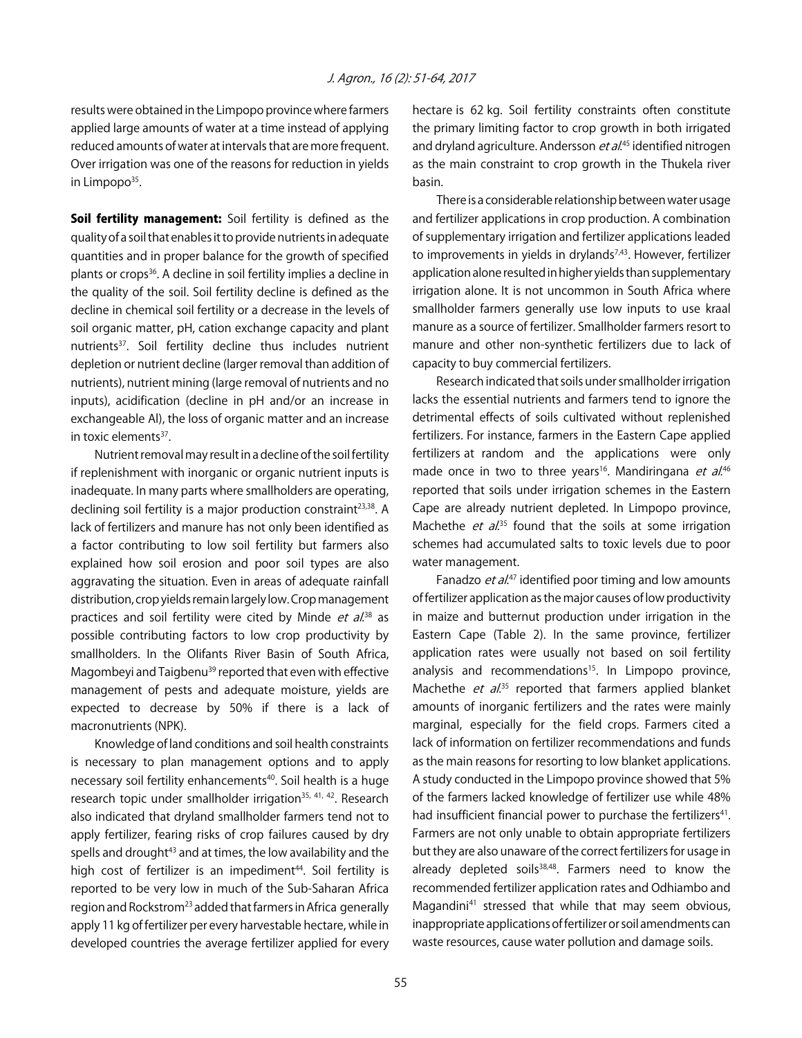results were obtained in the Limpopo province where farmers applied large amounts of water at a time instead of applying reduced amounts of water at intervals that are more frequent. Over irrigation was one of the reasons for reduction in yields in Limpopo[35].

**Soil fertility management:** Soil fertility is defined as the quality of a soil that enables it to provide nutrients in adequate quantities and in proper balance for the growth of specified plants or crops[36]. A decline in soil fertility implies a decline in the quality of the soil. Soil fertility decline is defined as the decline in chemical soil fertility or a decrease in the levels of soil organic matter, pH, cation exchange capacity and plant nutrients[37]. Soil fertility decline thus includes nutrient depletion or nutrient decline (larger removal than addition of nutrients), nutrient mining (large removal of nutrients and no inputs), acidification (decline in pH and/or an increase in exchangeable Al), the loss of organic matter and an increase in toxic elements[37].

Nutrient removal may result in a decline of the soil fertility if replenishment with inorganic or organic nutrient inputs is inadequate. In many parts where smallholders are operating, declining soil fertility is a major production constraint[23,38]. A lack of fertilizers and manure has not only been identified as a factor contributing to low soil fertility but farmers also explained how soil erosion and poor soil types are also aggravating the situation. Even in areas of adequate rainfall distribution, crop yields remain largely low. Crop management practices and soil fertility were cited by Minde *et al.*[38] as possible contributing factors to low crop productivity by smallholders. In the Olifants River Basin of South Africa, Magombeyi and Taigbenu[39] reported that even with effective management of pests and adequate moisture, yields are expected to decrease by 50% if there is a lack of macronutrients (NPK).

Knowledge of land conditions and soil health constraints is necessary to plan management options and to apply necessary soil fertility enhancements[40]. Soil health is a huge research topic under smallholder irrigation[35, 41, 42]. Research also indicated that dryland smallholder farmers tend not to apply fertilizer, fearing risks of crop failures caused by dry spells and drought[43] and at times, the low availability and the high cost of fertilizer is an impediment[44]. Soil fertility is reported to be very low in much of the Sub-Saharan Africa region and Rockstrom[23] added that farmers in Africa generally apply 11 kg of fertilizer per every harvestable hectare, while in developed countries the average fertilizer applied for every hectare is 62 kg. Soil fertility constraints often constitute the primary limiting factor to crop growth in both irrigated and dryland agriculture. Andersson *et al.*[45] identified nitrogen as the main constraint to crop growth in the Thukela river basin.

There is a considerable relationship between water usage and fertilizer applications in crop production. A combination of supplementary irrigation and fertilizer applications leaded to improvements in yields in drylands[7,43]. However, fertilizer application alone resulted in higher yields than supplementary irrigation alone. It is not uncommon in South Africa where smallholder farmers generally use low inputs to use kraal manure as a source of fertilizer. Smallholder farmers resort to manure and other non-synthetic fertilizers due to lack of capacity to buy commercial fertilizers.

Research indicated that soils under smallholder irrigation lacks the essential nutrients and farmers tend to ignore the detrimental effects of soils cultivated without replenished fertilizers. For instance, farmers in the Eastern Cape applied fertilizers at random and the applications were only made once in two to three years[16]. Mandiringana *et al.*[46] reported that soils under irrigation schemes in the Eastern Cape are already nutrient depleted. In Limpopo province, Machethe *et al.*[35] found that the soils at some irrigation schemes had accumulated salts to toxic levels due to poor water management.

Fanadzo *et al.*[47] identified poor timing and low amounts of fertilizer application as the major causes of low productivity in maize and butternut production under irrigation in the Eastern Cape (Table 2). In the same province, fertilizer application rates were usually not based on soil fertility analysis and recommendations[15]. In Limpopo province, Machethe *et al.*[35] reported that farmers applied blanket amounts of inorganic fertilizers and the rates were mainly marginal, especially for the field crops. Farmers cited a lack of information on fertilizer recommendations and funds as the main reasons for resorting to low blanket applications. A study conducted in the Limpopo province showed that 5% of the farmers lacked knowledge of fertilizer use while 48% had insufficient financial power to purchase the fertilizers[41]. Farmers are not only unable to obtain appropriate fertilizers but they are also unaware of the correct fertilizers for usage in already depleted soils[38,48]. Farmers need to know the recommended fertilizer application rates and Odhiambo and Magandini[41] stressed that while that may seem obvious, inappropriate applications of fertilizer or soil amendments can waste resources, cause water pollution and damage soils.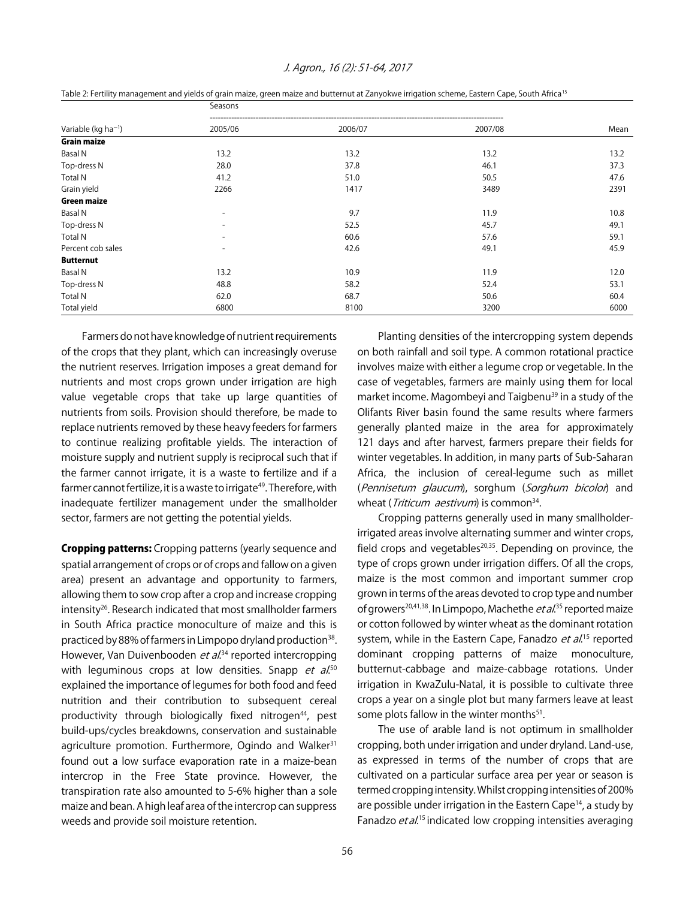Table 2: Fertility management and yields of grain maize, green maize and butternut at Zanyokwe irrigation scheme, Eastern Cape, South Africa[15]

| | Seasons | | | |
|---|---|---|---|---|
| Variable (kg ha$^{-1}$) | 2005/06 | 2006/07 | 2007/08 | Mean |
| **Grain maize** | | | | |
| Basal N | 13.2 | 13.2 | 13.2 | 13.2 |
| Top-dress N | 28.0 | 37.8 | 46.1 | 37.3 |
| Total N | 41.2 | 51.0 | 50.5 | 47.6 |
| Grain yield | 2266 | 1417 | 3489 | 2391 |
| **Green maize** | | | | |
| Basal N | - | 9.7 | 11.9 | 10.8 |
| Top-dress N | - | 52.5 | 45.7 | 49.1 |
| Total N | - | 60.6 | 57.6 | 59.1 |
| Percent cob sales | - | 42.6 | 49.1 | 45.9 |
| **Butternut** | | | | |
| Basal N | 13.2 | 10.9 | 11.9 | 12.0 |
| Top-dress N | 48.8 | 58.2 | 52.4 | 53.1 |
| Total N | 62.0 | 68.7 | 50.6 | 60.4 |
| Total yield | 6800 | 8100 | 3200 | 6000 |

Farmers do not have knowledge of nutrient requirements of the crops that they plant, which can increasingly overuse the nutrient reserves. Irrigation imposes a great demand for nutrients and most crops grown under irrigation are high value vegetable crops that take up large quantities of nutrients from soils. Provision should therefore, be made to replace nutrients removed by these heavy feeders for farmers to continue realizing profitable yields. The interaction of moisture supply and nutrient supply is reciprocal such that if the farmer cannot irrigate, it is a waste to fertilize and if a farmer cannot fertilize, it is a waste to irrigate[49]. Therefore, with inadequate fertilizer management under the smallholder sector, farmers are not getting the potential yields.

**Cropping patterns:** Cropping patterns (yearly sequence and spatial arrangement of crops or of crops and fallow on a given area) present an advantage and opportunity to farmers, allowing them to sow crop after a crop and increase cropping intensity[26]. Research indicated that most smallholder farmers in South Africa practice monoculture of maize and this is practiced by 88% of farmers in Limpopo dryland production[38]. However, Van Duivenbooden *et al.*[34] reported intercropping with leguminous crops at low densities. Snapp *et al.*[50] explained the importance of legumes for both food and feed nutrition and their contribution to subsequent cereal productivity through biologically fixed nitrogen[44], pest build-ups/cycles breakdowns, conservation and sustainable agriculture promotion. Furthermore, Ogindo and Walker[31] found out a low surface evaporation rate in a maize-bean intercrop in the Free State province. However, the transpiration rate also amounted to 5-6% higher than a sole maize and bean. A high leaf area of the intercrop can suppress weeds and provide soil moisture retention.

Planting densities of the intercropping system depends on both rainfall and soil type. A common rotational practice involves maize with either a legume crop or vegetable. In the case of vegetables, farmers are mainly using them for local market income. Magombeyi and Taigbenu[39] in a study of the Olifants River basin found the same results where farmers generally planted maize in the area for approximately 121 days and after harvest, farmers prepare their fields for winter vegetables. In addition, in many parts of Sub-Saharan Africa, the inclusion of cereal-legume such as millet (*Pennisetum glaucum*), sorghum (*Sorghum bicolor*) and wheat (*Triticum aestivum*) is common[34].

Cropping patterns generally used in many smallholder-irrigated areas involve alternating summer and winter crops, field crops and vegetables[20,35]. Depending on province, the type of crops grown under irrigation differs. Of all the crops, maize is the most common and important summer crop grown in terms of the areas devoted to crop type and number of growers[20,41,38]. In Limpopo, Machethe *et al.*[35] reported maize or cotton followed by winter wheat as the dominant rotation system, while in the Eastern Cape, Fanadzo *et al.*[15] reported dominant cropping patterns of maize monoculture, butternut-cabbage and maize-cabbage rotations. Under irrigation in KwaZulu-Natal, it is possible to cultivate three crops a year on a single plot but many farmers leave at least some plots fallow in the winter months[51].

The use of arable land is not optimum in smallholder cropping, both under irrigation and under dryland. Land-use, as expressed in terms of the number of crops that are cultivated on a particular surface area per year or season is termed cropping intensity. Whilst cropping intensities of 200% are possible under irrigation in the Eastern Cape[14], a study by Fanadzo *et al.*[15] indicated low cropping intensities averaging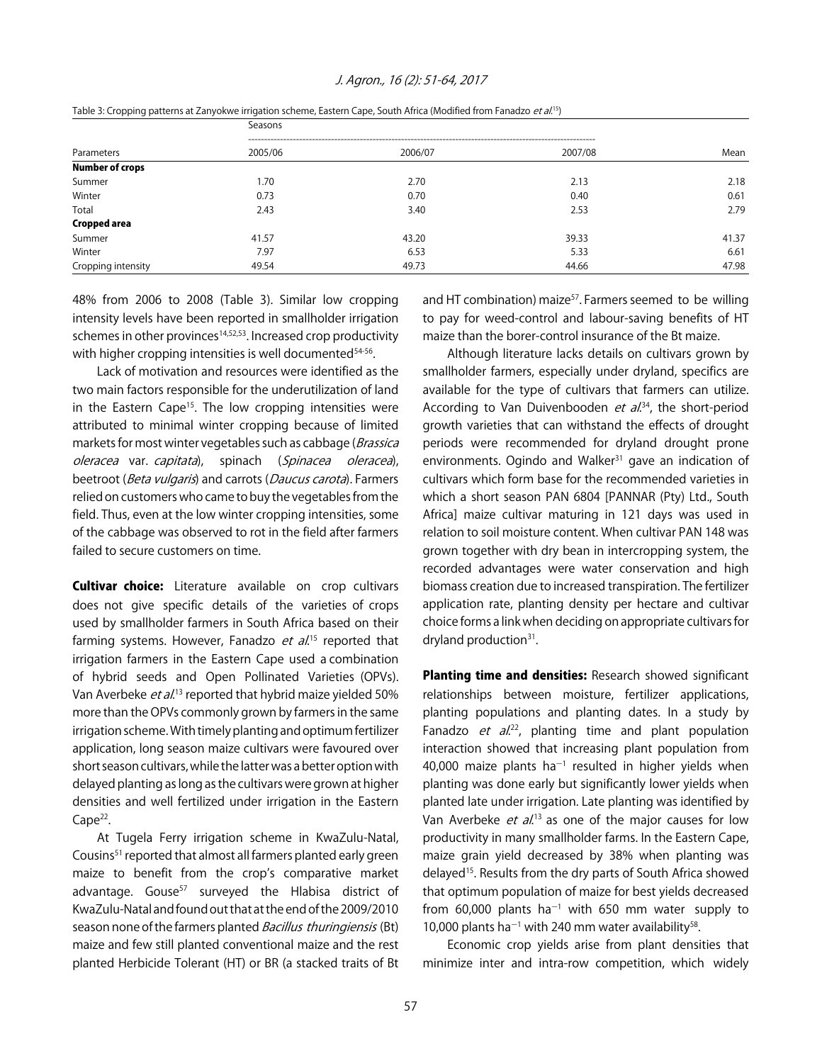Table 3: Cropping patterns at Zanyokwe irrigation scheme, Eastern Cape, South Africa (Modified from Fanadzo *et al.*[15])

| Parameters | Seasons | | | |
|---|---|---|---|---|
| | 2005/06 | 2006/07 | 2007/08 | Mean |
| **Number of crops** | | | | |
| Summer | 1.70 | 2.70 | 2.13 | 2.18 |
| Winter | 0.73 | 0.70 | 0.40 | 0.61 |
| Total | 2.43 | 3.40 | 2.53 | 2.79 |
| **Cropped area** | | | | |
| Summer | 41.57 | 43.20 | 39.33 | 41.37 |
| Winter | 7.97 | 6.53 | 5.33 | 6.61 |
| Cropping intensity | 49.54 | 49.73 | 44.66 | 47.98 |

48% from 2006 to 2008 (Table 3). Similar low cropping intensity levels have been reported in smallholder irrigation schemes in other provinces[14,52,53]. Increased crop productivity with higher cropping intensities is well documented[54-56].

Lack of motivation and resources were identified as the two main factors responsible for the underutilization of land in the Eastern Cape[15]. The low cropping intensities were attributed to minimal winter cropping because of limited markets for most winter vegetables such as cabbage (*Brassica oleracea* var. *capitata*), spinach (*Spinacea oleracea*), beetroot (*Beta vulgaris*) and carrots (*Daucus carota*). Farmers relied on customers who came to buy the vegetables from the field. Thus, even at the low winter cropping intensities, some of the cabbage was observed to rot in the field after farmers failed to secure customers on time.

**Cultivar choice:** Literature available on crop cultivars does not give specific details of the varieties of crops used by smallholder farmers in South Africa based on their farming systems. However, Fanadzo *et al.*[15] reported that irrigation farmers in the Eastern Cape used a combination of hybrid seeds and Open Pollinated Varieties (OPVs). Van Averbeke *et al.*[13] reported that hybrid maize yielded 50% more than the OPVs commonly grown by farmers in the same irrigation scheme. With timely planting and optimum fertilizer application, long season maize cultivars were favoured over short season cultivars, while the latter was a better option with delayed planting as long as the cultivars were grown at higher densities and well fertilized under irrigation in the Eastern Cape[22].

At Tugela Ferry irrigation scheme in KwaZulu-Natal, Cousins[51] reported that almost all farmers planted early green maize to benefit from the crop's comparative market advantage. Gouse[57] surveyed the Hlabisa district of KwaZulu-Natal and found out that at the end of the 2009/2010 season none of the farmers planted *Bacillus thuringiensis* (Bt) maize and few still planted conventional maize and the rest planted Herbicide Tolerant (HT) or BR (a stacked traits of Bt and HT combination) maize[57]. Farmers seemed to be willing to pay for weed-control and labour-saving benefits of HT maize than the borer-control insurance of the Bt maize.

Although literature lacks details on cultivars grown by smallholder farmers, especially under dryland, specifics are available for the type of cultivars that farmers can utilize. According to Van Duivenbooden *et al.*[34], the short-period growth varieties that can withstand the effects of drought periods were recommended for dryland drought prone environments. Ogindo and Walker[31] gave an indication of cultivars which form base for the recommended varieties in which a short season PAN 6804 [PANNAR (Pty) Ltd., South Africa] maize cultivar maturing in 121 days was used in relation to soil moisture content. When cultivar PAN 148 was grown together with dry bean in intercropping system, the recorded advantages were water conservation and high biomass creation due to increased transpiration. The fertilizer application rate, planting density per hectare and cultivar choice forms a link when deciding on appropriate cultivars for dryland production[31].

**Planting time and densities:** Research showed significant relationships between moisture, fertilizer applications, planting populations and planting dates. In a study by Fanadzo *et al.*[22], planting time and plant population interaction showed that increasing plant population from 40,000 maize plants ha$^{-1}$ resulted in higher yields when planting was done early but significantly lower yields when planted late under irrigation. Late planting was identified by Van Averbeke *et al.*[13] as one of the major causes for low productivity in many smallholder farms. In the Eastern Cape, maize grain yield decreased by 38% when planting was delayed[15]. Results from the dry parts of South Africa showed that optimum population of maize for best yields decreased from 60,000 plants ha$^{-1}$ with 650 mm water supply to 10,000 plants ha$^{-1}$ with 240 mm water availability[58].

Economic crop yields arise from plant densities that minimize inter and intra-row competition, which widely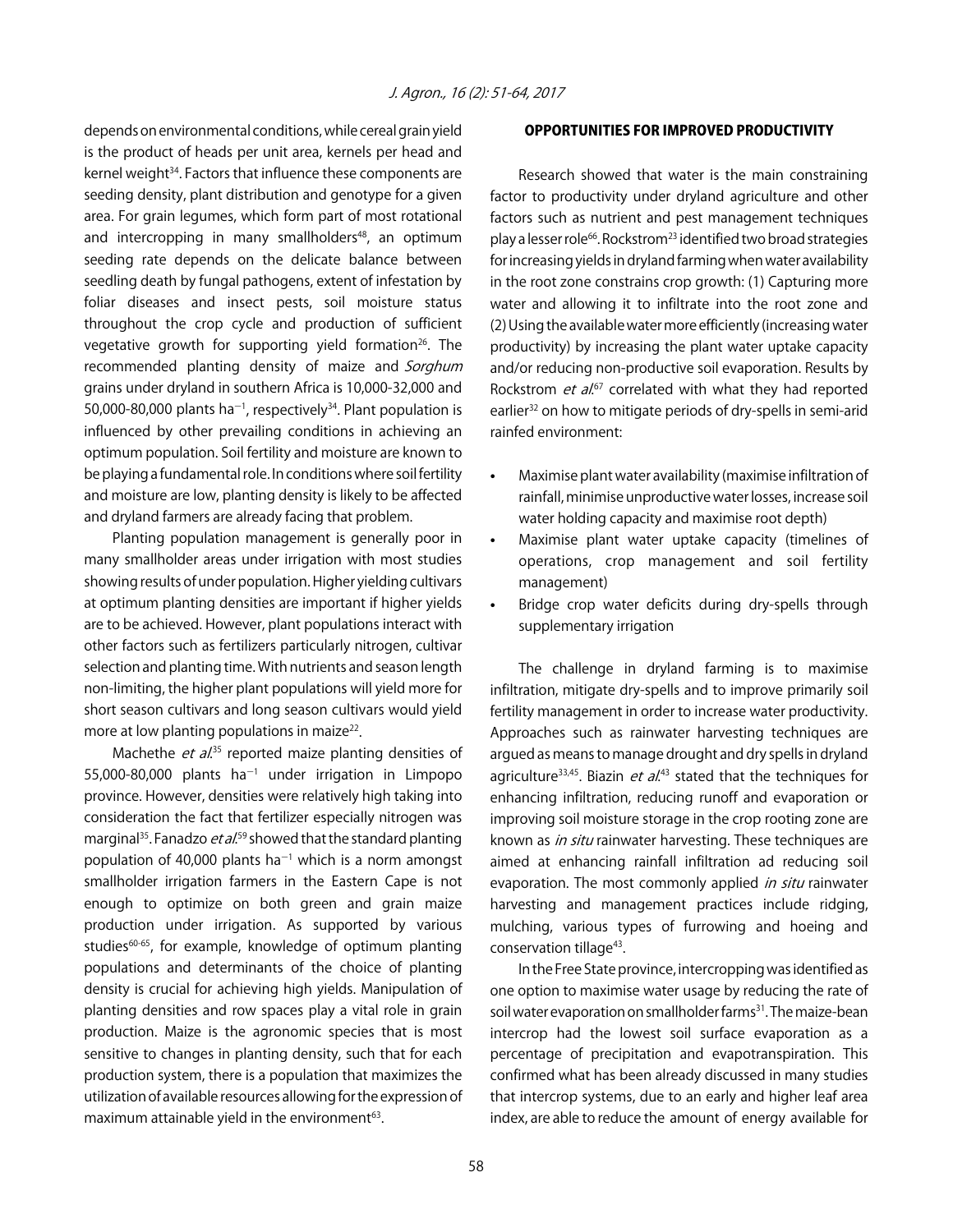depends on environmental conditions, while cereal grain yield is the product of heads per unit area, kernels per head and kernel weight[34]. Factors that influence these components are seeding density, plant distribution and genotype for a given area. For grain legumes, which form part of most rotational and intercropping in many smallholders[48], an optimum seeding rate depends on the delicate balance between seedling death by fungal pathogens, extent of infestation by foliar diseases and insect pests, soil moisture status throughout the crop cycle and production of sufficient vegetative growth for supporting yield formation[26]. The recommended planting density of maize and *Sorghum* grains under dryland in southern Africa is 10,000-32,000 and 50,000-80,000 plants $ha^{-1}$, respectively[34]. Plant population is influenced by other prevailing conditions in achieving an optimum population. Soil fertility and moisture are known to be playing a fundamental role. In conditions where soil fertility and moisture are low, planting density is likely to be affected and dryland farmers are already facing that problem.

Planting population management is generally poor in many smallholder areas under irrigation with most studies showing results of under population. Higher yielding cultivars at optimum planting densities are important if higher yields are to be achieved. However, plant populations interact with other factors such as fertilizers particularly nitrogen, cultivar selection and planting time. With nutrients and season length non-limiting, the higher plant populations will yield more for short season cultivars and long season cultivars would yield more at low planting populations in maize[22].

Machethe *et al.*[35] reported maize planting densities of 55,000-80,000 plants $ha^{-1}$ under irrigation in Limpopo province. However, densities were relatively high taking into consideration the fact that fertilizer especially nitrogen was marginal[35]. Fanadzo *et al.*[59] showed that the standard planting population of 40,000 plants $ha^{-1}$ which is a norm amongst smallholder irrigation farmers in the Eastern Cape is not enough to optimize on both green and grain maize production under irrigation. As supported by various studies[60-65], for example, knowledge of optimum planting populations and determinants of the choice of planting density is crucial for achieving high yields. Manipulation of planting densities and row spaces play a vital role in grain production. Maize is the agronomic species that is most sensitive to changes in planting density, such that for each production system, there is a population that maximizes the utilization of available resources allowing for the expression of maximum attainable yield in the environment[63].

## OPPORTUNITIES FOR IMPROVED PRODUCTIVITY

Research showed that water is the main constraining factor to productivity under dryland agriculture and other factors such as nutrient and pest management techniques play a lesser role[66]. Rockstrom[23] identified two broad strategies for increasing yields in dryland farming when water availability in the root zone constrains crop growth: (1) Capturing more water and allowing it to infiltrate into the root zone and (2) Using the available water more efficiently (increasing water productivity) by increasing the plant water uptake capacity and/or reducing non-productive soil evaporation. Results by Rockstrom *et al.*[67] correlated with what they had reported earlier[32] on how to mitigate periods of dry-spells in semi-arid rainfed environment:

- Maximise plant water availability (maximise infiltration of rainfall, minimise unproductive water losses, increase soil water holding capacity and maximise root depth)
- Maximise plant water uptake capacity (timelines of operations, crop management and soil fertility management)
- Bridge crop water deficits during dry-spells through supplementary irrigation

The challenge in dryland farming is to maximise infiltration, mitigate dry-spells and to improve primarily soil fertility management in order to increase water productivity. Approaches such as rainwater harvesting techniques are argued as means to manage drought and dry spells in dryland agriculture[33,45]. Biazin *et al.*[43] stated that the techniques for enhancing infiltration, reducing runoff and evaporation or improving soil moisture storage in the crop rooting zone are known as *in situ* rainwater harvesting. These techniques are aimed at enhancing rainfall infiltration ad reducing soil evaporation. The most commonly applied *in situ* rainwater harvesting and management practices include ridging, mulching, various types of furrowing and hoeing and conservation tillage[43].

In the Free State province, intercropping was identified as one option to maximise water usage by reducing the rate of soil water evaporation on smallholder farms[31]. The maize-bean intercrop had the lowest soil surface evaporation as a percentage of precipitation and evapotranspiration. This confirmed what has been already discussed in many studies that intercrop systems, due to an early and higher leaf area index, are able to reduce the amount of energy available for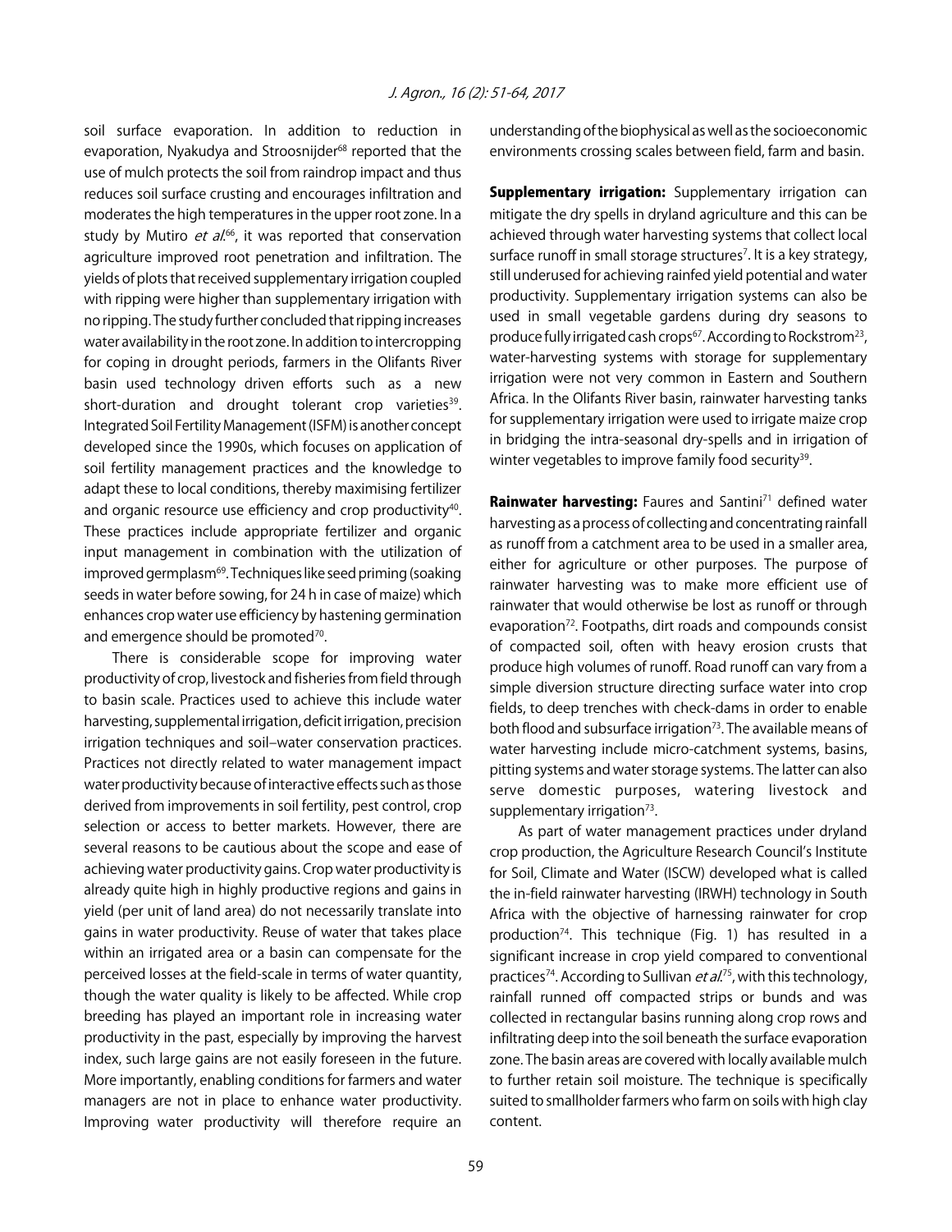soil surface evaporation. In addition to reduction in evaporation, Nyakudya and Stroosnijder[68] reported that the use of mulch protects the soil from raindrop impact and thus reduces soil surface crusting and encourages infiltration and moderates the high temperatures in the upper root zone. In a study by Mutiro *et al.*[66], it was reported that conservation agriculture improved root penetration and infiltration. The yields of plots that received supplementary irrigation coupled with ripping were higher than supplementary irrigation with no ripping. The study further concluded that ripping increases water availability in the root zone. In addition to intercropping for coping in drought periods, farmers in the Olifants River basin used technology driven efforts such as a new short-duration and drought tolerant crop varieties[39]. Integrated Soil Fertility Management (ISFM) is another concept developed since the 1990s, which focuses on application of soil fertility management practices and the knowledge to adapt these to local conditions, thereby maximising fertilizer and organic resource use efficiency and crop productivity[40]. These practices include appropriate fertilizer and organic input management in combination with the utilization of improved germplasm[69]. Techniques like seed priming (soaking seeds in water before sowing, for 24 h in case of maize) which enhances crop water use efficiency by hastening germination and emergence should be promoted[70].

There is considerable scope for improving water productivity of crop, livestock and fisheries from field through to basin scale. Practices used to achieve this include water harvesting, supplemental irrigation, deficit irrigation, precision irrigation techniques and soil–water conservation practices. Practices not directly related to water management impact water productivity because of interactive effects such as those derived from improvements in soil fertility, pest control, crop selection or access to better markets. However, there are several reasons to be cautious about the scope and ease of achieving water productivity gains. Crop water productivity is already quite high in highly productive regions and gains in yield (per unit of land area) do not necessarily translate into gains in water productivity. Reuse of water that takes place within an irrigated area or a basin can compensate for the perceived losses at the field-scale in terms of water quantity, though the water quality is likely to be affected. While crop breeding has played an important role in increasing water productivity in the past, especially by improving the harvest index, such large gains are not easily foreseen in the future. More importantly, enabling conditions for farmers and water managers are not in place to enhance water productivity. Improving water productivity will therefore require an understanding of the biophysical as well as the socioeconomic environments crossing scales between field, farm and basin.

**Supplementary irrigation:** Supplementary irrigation can mitigate the dry spells in dryland agriculture and this can be achieved through water harvesting systems that collect local surface runoff in small storage structures[7]. It is a key strategy, still underused for achieving rainfed yield potential and water productivity. Supplementary irrigation systems can also be used in small vegetable gardens during dry seasons to produce fully irrigated cash crops[67]. According to Rockstrom[23], water-harvesting systems with storage for supplementary irrigation were not very common in Eastern and Southern Africa. In the Olifants River basin, rainwater harvesting tanks for supplementary irrigation were used to irrigate maize crop in bridging the intra-seasonal dry-spells and in irrigation of winter vegetables to improve family food security[39].

**Rainwater harvesting:** Faures and Santini[71] defined water harvesting as a process of collecting and concentrating rainfall as runoff from a catchment area to be used in a smaller area, either for agriculture or other purposes. The purpose of rainwater harvesting was to make more efficient use of rainwater that would otherwise be lost as runoff or through evaporation[72]. Footpaths, dirt roads and compounds consist of compacted soil, often with heavy erosion crusts that produce high volumes of runoff. Road runoff can vary from a simple diversion structure directing surface water into crop fields, to deep trenches with check-dams in order to enable both flood and subsurface irrigation[73]. The available means of water harvesting include micro-catchment systems, basins, pitting systems and water storage systems. The latter can also serve domestic purposes, watering livestock and supplementary irrigation[73].

As part of water management practices under dryland crop production, the Agriculture Research Council's Institute for Soil, Climate and Water (ISCW) developed what is called the in-field rainwater harvesting (IRWH) technology in South Africa with the objective of harnessing rainwater for crop production[74]. This technique (Fig. 1) has resulted in a significant increase in crop yield compared to conventional practices[74]. According to Sullivan *et al.*[75], with this technology, rainfall runned off compacted strips or bunds and was collected in rectangular basins running along crop rows and infiltrating deep into the soil beneath the surface evaporation zone. The basin areas are covered with locally available mulch to further retain soil moisture. The technique is specifically suited to smallholder farmers who farm on soils with high clay content.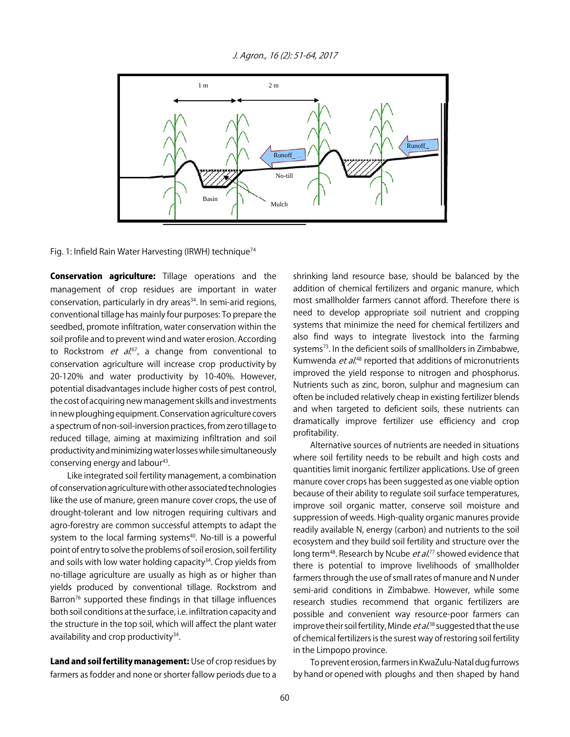Fig. 1: Infield Rain Water Harvesting (IRWH) technique[74]

**Conservation agriculture:** Tillage operations and the management of crop residues are important in water conservation, particularly in dry areas[34]. In semi-arid regions, conventional tillage has mainly four purposes: To prepare the seedbed, promote infiltration, water conservation within the soil profile and to prevent wind and water erosion. According to Rockstrom *et al.*[67], a change from conventional to conservation agriculture will increase crop productivity by 20-120% and water productivity by 10-40%. However, potential disadvantages include higher costs of pest control, the cost of acquiring new management skills and investments in new ploughing equipment. Conservation agriculture covers a spectrum of non-soil-inversion practices, from zero tillage to reduced tillage, aiming at maximizing infiltration and soil productivity and minimizing water losses while simultaneously conserving energy and labour[43].

Like integrated soil fertility management, a combination of conservation agriculture with other associated technologies like the use of manure, green manure cover crops, the use of drought-tolerant and low nitrogen requiring cultivars and agro-forestry are common successful attempts to adapt the system to the local farming systems[40]. No-till is a powerful point of entry to solve the problems of soil erosion, soil fertility and soils with low water holding capacity[34]. Crop yields from no-tillage agriculture are usually as high as or higher than yields produced by conventional tillage. Rockstrom and Barron[76] supported these findings in that tillage influences both soil conditions at the surface, i.e. infiltration capacity and the structure in the top soil, which will affect the plant water availability and crop productivity[34].

**Land and soil fertility management:** Use of crop residues by farmers as fodder and none or shorter fallow periods due to a shrinking land resource base, should be balanced by the addition of chemical fertilizers and organic manure, which most smallholder farmers cannot afford. Therefore there is need to develop appropriate soil nutrient and cropping systems that minimize the need for chemical fertilizers and also find ways to integrate livestock into the farming systems[73]. In the deficient soils of smallholders in Zimbabwe, Kumwenda *et al.*[48] reported that additions of micronutrients improved the yield response to nitrogen and phosphorus. Nutrients such as zinc, boron, sulphur and magnesium can often be included relatively cheap in existing fertilizer blends and when targeted to deficient soils, these nutrients can dramatically improve fertilizer use efficiency and crop profitability.

Alternative sources of nutrients are needed in situations where soil fertility needs to be rebuilt and high costs and quantities limit inorganic fertilizer applications. Use of green manure cover crops has been suggested as one viable option because of their ability to regulate soil surface temperatures, improve soil organic matter, conserve soil moisture and suppression of weeds. High-quality organic manures provide readily available N, energy (carbon) and nutrients to the soil ecosystem and they build soil fertility and structure over the long term[48]. Research by Ncube *et al.*[77] showed evidence that there is potential to improve livelihoods of smallholder farmers through the use of small rates of manure and N under semi-arid conditions in Zimbabwe. However, while some research studies recommend that organic fertilizers are possible and convenient way resource-poor farmers can improve their soil fertility, Minde *et al.*[38] suggested that the use of chemical fertilizers is the surest way of restoring soil fertility in the Limpopo province.

To prevent erosion, farmers in KwaZulu-Natal dug furrows by hand or opened with ploughs and then shaped by hand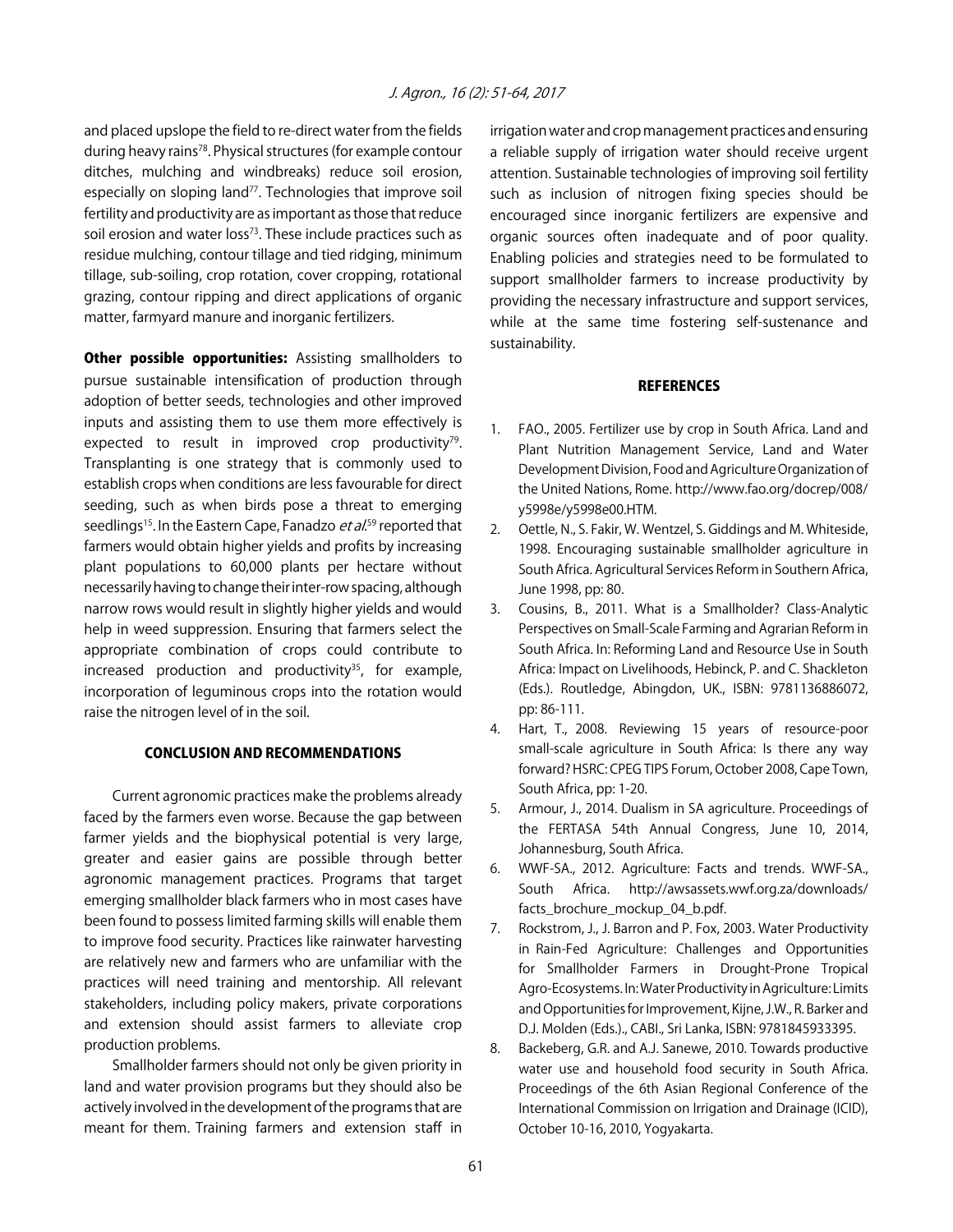and placed upslope the field to re-direct water from the fields during heavy rains[78]. Physical structures (for example contour ditches, mulching and windbreaks) reduce soil erosion, especially on sloping land[77]. Technologies that improve soil fertility and productivity are as important as those that reduce soil erosion and water loss[73]. These include practices such as residue mulching, contour tillage and tied ridging, minimum tillage, sub-soiling, crop rotation, cover cropping, rotational grazing, contour ripping and direct applications of organic matter, farmyard manure and inorganic fertilizers.

**Other possible opportunities:** Assisting smallholders to pursue sustainable intensification of production through adoption of better seeds, technologies and other improved inputs and assisting them to use them more effectively is expected to result in improved crop productivity[79]. Transplanting is one strategy that is commonly used to establish crops when conditions are less favourable for direct seeding, such as when birds pose a threat to emerging seedlings[15]. In the Eastern Cape, Fanadzo *et al*.[59] reported that farmers would obtain higher yields and profits by increasing plant populations to 60,000 plants per hectare without necessarily having to change their inter-row spacing, although narrow rows would result in slightly higher yields and would help in weed suppression. Ensuring that farmers select the appropriate combination of crops could contribute to increased production and productivity[35], for example, incorporation of leguminous crops into the rotation would raise the nitrogen level of in the soil.

## CONCLUSION AND RECOMMENDATIONS

Current agronomic practices make the problems already faced by the farmers even worse. Because the gap between farmer yields and the biophysical potential is very large, greater and easier gains are possible through better agronomic management practices. Programs that target emerging smallholder black farmers who in most cases have been found to possess limited farming skills will enable them to improve food security. Practices like rainwater harvesting are relatively new and farmers who are unfamiliar with the practices will need training and mentorship. All relevant stakeholders, including policy makers, private corporations and extension should assist farmers to alleviate crop production problems.

Smallholder farmers should not only be given priority in land and water provision programs but they should also be actively involved in the development of the programs that are meant for them. Training farmers and extension staff in irrigation water and crop management practices and ensuring a reliable supply of irrigation water should receive urgent attention. Sustainable technologies of improving soil fertility such as inclusion of nitrogen fixing species should be encouraged since inorganic fertilizers are expensive and organic sources often inadequate and of poor quality. Enabling policies and strategies need to be formulated to support smallholder farmers to increase productivity by providing the necessary infrastructure and support services, while at the same time fostering self-sustenance and sustainability.

## REFERENCES

1. FAO., 2005. Fertilizer use by crop in South Africa. Land and Plant Nutrition Management Service, Land and Water Development Division, Food and Agriculture Organization of the United Nations, Rome. http://www.fao.org/docrep/008/y5998e/y5998e00.HTM.
2. Oettle, N., S. Fakir, W. Wentzel, S. Giddings and M. Whiteside, 1998. Encouraging sustainable smallholder agriculture in South Africa. Agricultural Services Reform in Southern Africa, June 1998, pp: 80.
3. Cousins, B., 2011. What is a Smallholder? Class-Analytic Perspectives on Small-Scale Farming and Agrarian Reform in South Africa. In: Reforming Land and Resource Use in South Africa: Impact on Livelihoods, Hebinck, P. and C. Shackleton (Eds.). Routledge, Abingdon, UK., ISBN: 9781136886072, pp: 86-111.
4. Hart, T., 2008. Reviewing 15 years of resource-poor small-scale agriculture in South Africa: Is there any way forward? HSRC: CPEG TIPS Forum, October 2008, Cape Town, South Africa, pp: 1-20.
5. Armour, J., 2014. Dualism in SA agriculture. Proceedings of the FERTASA 54th Annual Congress, June 10, 2014, Johannesburg, South Africa.
6. WWF-SA., 2012. Agriculture: Facts and trends. WWF-SA., South Africa. http://awsassets.wwf.org.za/downloads/facts_brochure_mockup_04_b.pdf.
7. Rockstrom, J., J. Barron and P. Fox, 2003. Water Productivity in Rain-Fed Agriculture: Challenges and Opportunities for Smallholder Farmers in Drought-Prone Tropical Agro-Ecosystems. In: Water Productivity in Agriculture: Limits and Opportunities for Improvement, Kijne, J.W., R. Barker and D.J. Molden (Eds.)., CABI., Sri Lanka, ISBN: 9781845933395.
8. Backeberg, G.R. and A.J. Sanewe, 2010. Towards productive water use and household food security in South Africa. Proceedings of the 6th Asian Regional Conference of the International Commission on Irrigation and Drainage (ICID), October 10-16, 2010, Yogyakarta.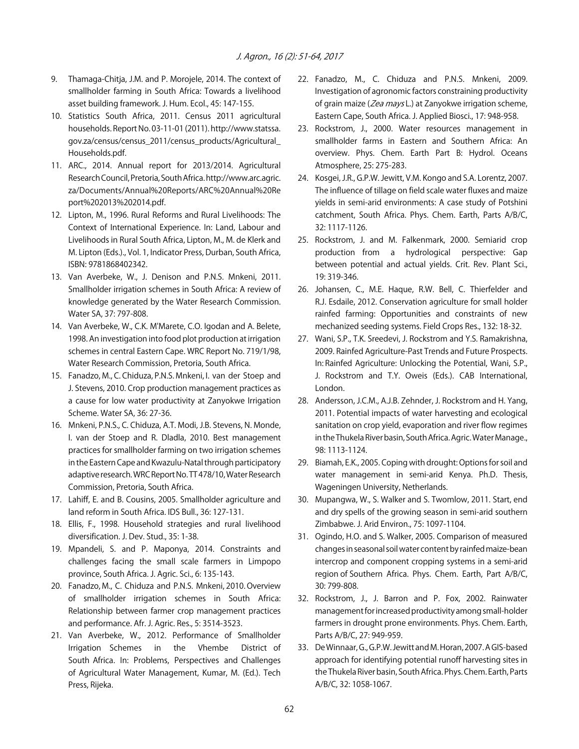9. Thamaga-Chitja, J.M. and P. Morojele, 2014. The context of smallholder farming in South Africa: Towards a livelihood asset building framework. J. Hum. Ecol., 45: 147-155.
10. Statistics South Africa, 2011. Census 2011 agricultural households. Report No. 03-11-01 (2011). http://www.statssa.gov.za/census/census_2011/census_products/Agricultural_Households.pdf.
11. ARC., 2014. Annual report for 2013/2014. Agricultural Research Council, Pretoria, South Africa. http://www.arc.agric.za/Documents/Annual%20Reports/ARC%20Annual%20Report%202013%202014.pdf.
12. Lipton, M., 1996. Rural Reforms and Rural Livelihoods: The Context of International Experience. In: Land, Labour and Livelihoods in Rural South Africa, Lipton, M., M. de Klerk and M. Lipton (Eds.)., Vol. 1, Indicator Press, Durban, South Africa, ISBN: 9781868402342.
13. Van Averbeke, W., J. Denison and P.N.S. Mnkeni, 2011. Smallholder irrigation schemes in South Africa: A review of knowledge generated by the Water Research Commission. Water SA, 37: 797-808.
14. Van Averbeke, W., C.K. M'Marete, C.O. Igodan and A. Belete, 1998. An investigation into food plot production at irrigation schemes in central Eastern Cape. WRC Report No. 719/1/98, Water Research Commission, Pretoria, South Africa.
15. Fanadzo, M., C. Chiduza, P.N.S. Mnkeni, I. van der Stoep and J. Stevens, 2010. Crop production management practices as a cause for low water productivity at Zanyokwe Irrigation Scheme. Water SA, 36: 27-36.
16. Mnkeni, P.N.S., C. Chiduza, A.T. Modi, J.B. Stevens, N. Monde, I. van der Stoep and R. Dladla, 2010. Best management practices for smallholder farming on two irrigation schemes in the Eastern Cape and Kwazulu-Natal through participatory adaptive research. WRC Report No. TT 478/10, Water Research Commission, Pretoria, South Africa.
17. Lahiff, E. and B. Cousins, 2005. Smallholder agriculture and land reform in South Africa. IDS Bull., 36: 127-131.
18. Ellis, F., 1998. Household strategies and rural livelihood diversification. J. Dev. Stud., 35: 1-38.
19. Mpandeli, S. and P. Maponya, 2014. Constraints and challenges facing the small scale farmers in Limpopo province, South Africa. J. Agric. Sci., 6: 135-143.
20. Fanadzo, M., C. Chiduza and P.N.S. Mnkeni, 2010. Overview of smallholder irrigation schemes in South Africa: Relationship between farmer crop management practices and performance. Afr. J. Agric. Res., 5: 3514-3523.
21. Van Averbeke, W., 2012. Performance of Smallholder Irrigation Schemes in the Vhembe District of South Africa. In: Problems, Perspectives and Challenges of Agricultural Water Management, Kumar, M. (Ed.). Tech Press, Rijeka.
22. Fanadzo, M., C. Chiduza and P.N.S. Mnkeni, 2009. Investigation of agronomic factors constraining productivity of grain maize (*Zea mays* L.) at Zanyokwe irrigation scheme, Eastern Cape, South Africa. J. Applied Biosci., 17: 948-958.
23. Rockstrom, J., 2000. Water resources management in smallholder farms in Eastern and Southern Africa: An overview. Phys. Chem. Earth Part B: Hydrol. Oceans Atmosphere, 25: 275-283.
24. Kosgei, J.R., G.P.W. Jewitt, V.M. Kongo and S.A. Lorentz, 2007. The influence of tillage on field scale water fluxes and maize yields in semi-arid environments: A case study of Potshini catchment, South Africa. Phys. Chem. Earth, Parts A/B/C, 32: 1117-1126.
25. Rockstrom, J. and M. Falkenmark, 2000. Semiarid crop production from a hydrological perspective: Gap between potential and actual yields. Crit. Rev. Plant Sci., 19: 319-346.
26. Johansen, C., M.E. Haque, R.W. Bell, C. Thierfelder and R.J. Esdaile, 2012. Conservation agriculture for small holder rainfed farming: Opportunities and constraints of new mechanized seeding systems. Field Crops Res., 132: 18-32.
27. Wani, S.P., T.K. Sreedevi, J. Rockstrom and Y.S. Ramakrishna, 2009. Rainfed Agriculture-Past Trends and Future Prospects. In: Rainfed Agriculture: Unlocking the Potential, Wani, S.P., J. Rockstrom and T.Y. Oweis (Eds.). CAB International, London.
28. Andersson, J.C.M., A.J.B. Zehnder, J. Rockstrom and H. Yang, 2011. Potential impacts of water harvesting and ecological sanitation on crop yield, evaporation and river flow regimes in the Thukela River basin, South Africa. Agric. Water Manage., 98: 1113-1124.
29. Biamah, E.K., 2005. Coping with drought: Options for soil and water management in semi-arid Kenya. Ph.D. Thesis, Wageningen University, Netherlands.
30. Mupangwa, W., S. Walker and S. Twomlow, 2011. Start, end and dry spells of the growing season in semi-arid southern Zimbabwe. J. Arid Environ., 75: 1097-1104.
31. Ogindo, H.O. and S. Walker, 2005. Comparison of measured changes in seasonal soil water content by rainfed maize-bean intercrop and component cropping systems in a semi-arid region of Southern Africa. Phys. Chem. Earth, Part A/B/C, 30: 799-808.
32. Rockstrom, J., J. Barron and P. Fox, 2002. Rainwater management for increased productivity among small-holder farmers in drought prone environments. Phys. Chem. Earth, Parts A/B/C, 27: 949-959.
33. De Winnaar, G., G.P.W. Jewitt and M. Horan, 2007. A GIS-based approach for identifying potential runoff harvesting sites in the Thukela River basin, South Africa. Phys. Chem. Earth, Parts A/B/C, 32: 1058-1067.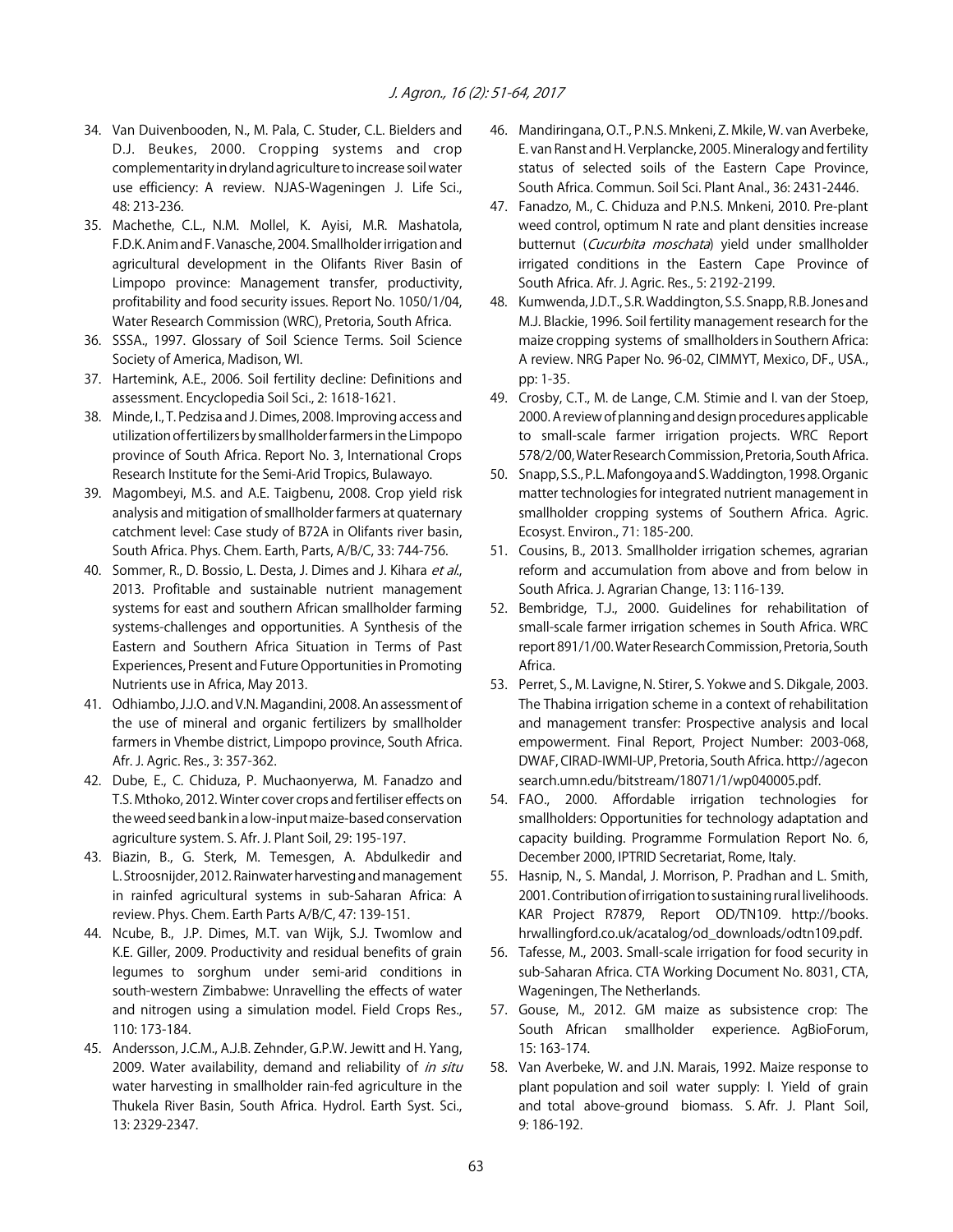34. Van Duivenbooden, N., M. Pala, C. Studer, C.L. Bielders and D.J. Beukes, 2000. Cropping systems and crop complementarity in dryland agriculture to increase soil water use efficiency: A review. NJAS-Wageningen J. Life Sci., 48: 213-236.
35. Machethe, C.L., N.M. Mollel, K. Ayisi, M.R. Mashatola, F.D.K. Anim and F. Vanasche, 2004. Smallholder irrigation and agricultural development in the Olifants River Basin of Limpopo province: Management transfer, productivity, profitability and food security issues. Report No. 1050/1/04, Water Research Commission (WRC), Pretoria, South Africa.
36. SSSA., 1997. Glossary of Soil Science Terms. Soil Science Society of America, Madison, WI.
37. Hartemink, A.E., 2006. Soil fertility decline: Definitions and assessment. Encyclopedia Soil Sci., 2: 1618-1621.
38. Minde, I., T. Pedzisa and J. Dimes, 2008. Improving access and utilization of fertilizers by smallholder farmers in the Limpopo province of South Africa. Report No. 3, International Crops Research Institute for the Semi-Arid Tropics, Bulawayo.
39. Magombeyi, M.S. and A.E. Taigbenu, 2008. Crop yield risk analysis and mitigation of smallholder farmers at quaternary catchment level: Case study of B72A in Olifants river basin, South Africa. Phys. Chem. Earth, Parts, A/B/C, 33: 744-756.
40. Sommer, R., D. Bossio, L. Desta, J. Dimes and J. Kihara *et al*., 2013. Profitable and sustainable nutrient management systems for east and southern African smallholder farming systems-challenges and opportunities. A Synthesis of the Eastern and Southern Africa Situation in Terms of Past Experiences, Present and Future Opportunities in Promoting Nutrients use in Africa, May 2013.
41. Odhiambo, J.J.O. and V.N. Magandini, 2008. An assessment of the use of mineral and organic fertilizers by smallholder farmers in Vhembe district, Limpopo province, South Africa. Afr. J. Agric. Res., 3: 357-362.
42. Dube, E., C. Chiduza, P. Muchaonyerwa, M. Fanadzo and T.S. Mthoko, 2012. Winter cover crops and fertiliser effects on the weed seed bank in a low-input maize-based conservation agriculture system. S. Afr. J. Plant Soil, 29: 195-197.
43. Biazin, B., G. Sterk, M. Temesgen, A. Abdulkedir and L. Stroosnijder, 2012. Rainwater harvesting and management in rainfed agricultural systems in sub-Saharan Africa: A review. Phys. Chem. Earth Parts A/B/C, 47: 139-151.
44. Ncube, B., J.P. Dimes, M.T. van Wijk, S.J. Twomlow and K.E. Giller, 2009. Productivity and residual benefits of grain legumes to sorghum under semi-arid conditions in south-western Zimbabwe: Unravelling the effects of water and nitrogen using a simulation model. Field Crops Res., 110: 173-184.
45. Andersson, J.C.M., A.J.B. Zehnder, G.P.W. Jewitt and H. Yang, 2009. Water availability, demand and reliability of *in situ* water harvesting in smallholder rain-fed agriculture in the Thukela River Basin, South Africa. Hydrol. Earth Syst. Sci., 13: 2329-2347.
46. Mandiringana, O.T., P.N.S. Mnkeni, Z. Mkile, W. van Averbeke, E. van Ranst and H. Verplancke, 2005. Mineralogy and fertility status of selected soils of the Eastern Cape Province, South Africa. Commun. Soil Sci. Plant Anal., 36: 2431-2446.
47. Fanadzo, M., C. Chiduza and P.N.S. Mnkeni, 2010. Pre-plant weed control, optimum N rate and plant densities increase butternut (*Cucurbita moschata*) yield under smallholder irrigated conditions in the Eastern Cape Province of South Africa. Afr. J. Agric. Res., 5: 2192-2199.
48. Kumwenda, J.D.T., S.R. Waddington, S.S. Snapp, R.B. Jones and M.J. Blackie, 1996. Soil fertility management research for the maize cropping systems of smallholders in Southern Africa: A review. NRG Paper No. 96-02, CIMMYT, Mexico, DF., USA., pp: 1-35.
49. Crosby, C.T., M. de Lange, C.M. Stimie and I. van der Stoep, 2000. A review of planning and design procedures applicable to small-scale farmer irrigation projects. WRC Report 578/2/00, Water Research Commission, Pretoria, South Africa.
50. Snapp, S.S., P.L. Mafongoya and S. Waddington, 1998. Organic matter technologies for integrated nutrient management in smallholder cropping systems of Southern Africa. Agric. Ecosyst. Environ., 71: 185-200.
51. Cousins, B., 2013. Smallholder irrigation schemes, agrarian reform and accumulation from above and from below in South Africa. J. Agrarian Change, 13: 116-139.
52. Bembridge, T.J., 2000. Guidelines for rehabilitation of small-scale farmer irrigation schemes in South Africa. WRC report 891/1/00. Water Research Commission, Pretoria, South Africa.
53. Perret, S., M. Lavigne, N. Stirer, S. Yokwe and S. Dikgale, 2003. The Thabina irrigation scheme in a context of rehabilitation and management transfer: Prospective analysis and local empowerment. Final Report, Project Number: 2003-068, DWAF, CIRAD-IWMI-UP, Pretoria, South Africa. http://ageconsearch.umn.edu/bitstream/18071/1/wp040005.pdf.
54. FAO., 2000. Affordable irrigation technologies for smallholders: Opportunities for technology adaptation and capacity building. Programme Formulation Report No. 6, December 2000, IPTRID Secretariat, Rome, Italy.
55. Hasnip, N., S. Mandal, J. Morrison, P. Pradhan and L. Smith, 2001. Contribution of irrigation to sustaining rural livelihoods. KAR Project R7879, Report OD/TN109. http://books.hrwallingford.co.uk/acatalog/od_downloads/odtn109.pdf.
56. Tafesse, M., 2003. Small-scale irrigation for food security in sub-Saharan Africa. CTA Working Document No. 8031, CTA, Wageningen, The Netherlands.
57. Gouse, M., 2012. GM maize as subsistence crop: The South African smallholder experience. AgBioForum, 15: 163-174.
58. Van Averbeke, W. and J.N. Marais, 1992. Maize response to plant population and soil water supply: I. Yield of grain and total above-ground biomass. S. Afr. J. Plant Soil, 9: 186-192.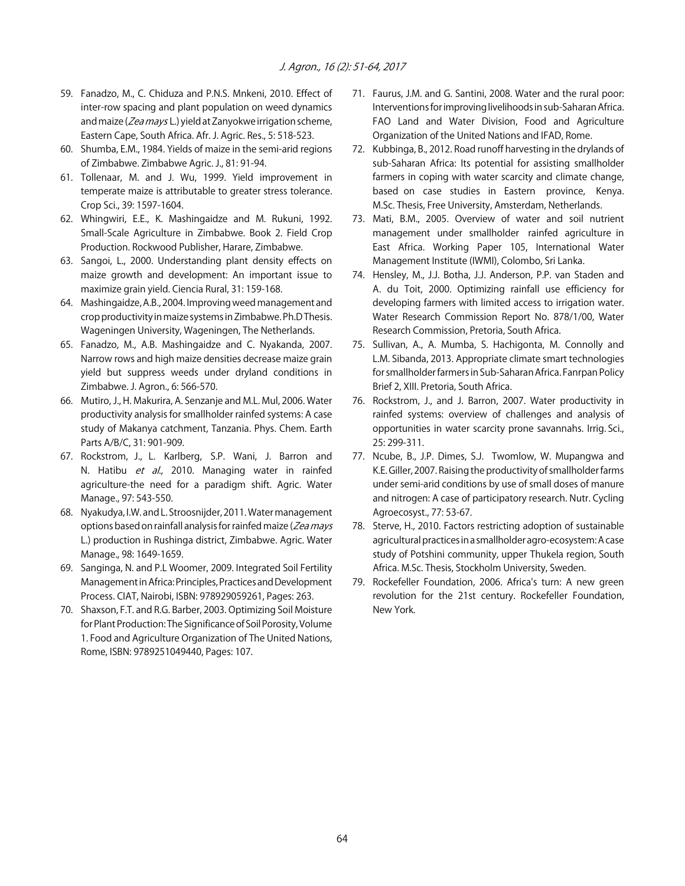59. Fanadzo, M., C. Chiduza and P.N.S. Mnkeni, 2010. Effect of inter-row spacing and plant population on weed dynamics and maize (*Zea mays* L.) yield at Zanyokwe irrigation scheme, Eastern Cape, South Africa. Afr. J. Agric. Res., 5: 518-523.
60. Shumba, E.M., 1984. Yields of maize in the semi-arid regions of Zimbabwe. Zimbabwe Agric. J., 81: 91-94.
61. Tollenaar, M. and J. Wu, 1999. Yield improvement in temperate maize is attributable to greater stress tolerance. Crop Sci., 39: 1597-1604.
62. Whingwiri, E.E., K. Mashingaidze and M. Rukuni, 1992. Small-Scale Agriculture in Zimbabwe. Book 2. Field Crop Production. Rockwood Publisher, Harare, Zimbabwe.
63. Sangoi, L., 2000. Understanding plant density effects on maize growth and development: An important issue to maximize grain yield. Ciencia Rural, 31: 159-168.
64. Mashingaidze, A.B., 2004. Improving weed management and crop productivity in maize systems in Zimbabwe. Ph.D Thesis. Wageningen University, Wageningen, The Netherlands.
65. Fanadzo, M., A.B. Mashingaidze and C. Nyakanda, 2007. Narrow rows and high maize densities decrease maize grain yield but suppress weeds under dryland conditions in Zimbabwe. J. Agron., 6: 566-570.
66. Mutiro, J., H. Makurira, A. Senzanje and M.L. Mul, 2006. Water productivity analysis for smallholder rainfed systems: A case study of Makanya catchment, Tanzania. Phys. Chem. Earth Parts A/B/C, 31: 901-909.
67. Rockstrom, J., L. Karlberg, S.P. Wani, J. Barron and N. Hatibu *et al*., 2010. Managing water in rainfed agriculture-the need for a paradigm shift. Agric. Water Manage., 97: 543-550.
68. Nyakudya, I.W. and L. Stroosnijder, 2011. Water management options based on rainfall analysis for rainfed maize (*Zea mays* L.) production in Rushinga district, Zimbabwe. Agric. Water Manage., 98: 1649-1659.
69. Sanginga, N. and P.L Woomer, 2009. Integrated Soil Fertility Management in Africa: Principles, Practices and Development Process. CIAT, Nairobi, ISBN: 978929059261, Pages: 263.
70. Shaxson, F.T. and R.G. Barber, 2003. Optimizing Soil Moisture for Plant Production: The Significance of Soil Porosity, Volume 1. Food and Agriculture Organization of The United Nations, Rome, ISBN: 9789251049440, Pages: 107.
71. Faurus, J.M. and G. Santini, 2008. Water and the rural poor: Interventions for improving livelihoods in sub-Saharan Africa. FAO Land and Water Division, Food and Agriculture Organization of the United Nations and IFAD, Rome.
72. Kubbinga, B., 2012. Road runoff harvesting in the drylands of sub-Saharan Africa: Its potential for assisting smallholder farmers in coping with water scarcity and climate change, based on case studies in Eastern province, Kenya. M.Sc. Thesis, Free University, Amsterdam, Netherlands.
73. Mati, B.M., 2005. Overview of water and soil nutrient management under smallholder rainfed agriculture in East Africa. Working Paper 105, International Water Management Institute (IWMI), Colombo, Sri Lanka.
74. Hensley, M., J.J. Botha, J.J. Anderson, P.P. van Staden and A. du Toit, 2000. Optimizing rainfall use efficiency for developing farmers with limited access to irrigation water. Water Research Commission Report No. 878/1/00, Water Research Commission, Pretoria, South Africa.
75. Sullivan, A., A. Mumba, S. Hachigonta, M. Connolly and L.M. Sibanda, 2013. Appropriate climate smart technologies for smallholder farmers in Sub-Saharan Africa. Fanrpan Policy Brief 2, XIII. Pretoria, South Africa.
76. Rockstrom, J., and J. Barron, 2007. Water productivity in rainfed systems: overview of challenges and analysis of opportunities in water scarcity prone savannahs. Irrig. Sci., 25: 299-311.
77. Ncube, B., J.P. Dimes, S.J. Twomlow, W. Mupangwa and K.E. Giller, 2007. Raising the productivity of smallholder farms under semi-arid conditions by use of small doses of manure and nitrogen: A case of participatory research. Nutr. Cycling Agroecosyst., 77: 53-67.
78. Sterve, H., 2010. Factors restricting adoption of sustainable agricultural practices in a smallholder agro-ecosystem: A case study of Potshini community, upper Thukela region, South Africa. M.Sc. Thesis, Stockholm University, Sweden.
79. Rockefeller Foundation, 2006. Africa's turn: A new green revolution for the 21st century. Rockefeller Foundation, New York.